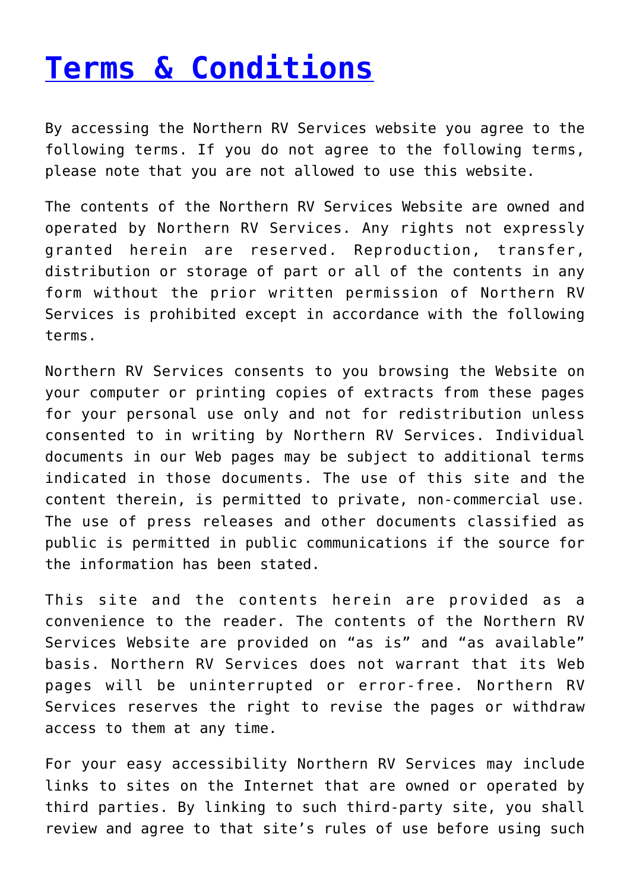# Terms & Conditions

By accessing the Northern RV Services website you agree to the following terms. If you do not agree to the following terms, please note that you are not allowed to use this website.

The contents of the Northern RV Services Website are owned and operated by Northern RV Services. Any rights not expressly granted herein are reserved. Reproduction, transfer, distribution or storage of part or all of the contents in any form without the prior written permission of Northern RV Services is prohibited except in accordance with the following terms.

Northern RV Services consents to you browsing the Website on your computer or printing copies of extracts from these pages for your personal use only and not for redistribution unless consented to in writing by Northern RV Services. Individual documents in our Web pages may be subject to additional terms indicated in those documents. The use of this site and the content therein, is permitted to private, non-commercial use. The use of press releases and other documents classified as public is permitted in public communications if the source for the information has been stated.

This site and the contents herein are provided as a convenience to the reader. The contents of the Northern RV Services Website are provided on "as is" and "as available" basis. Northern RV Services does not warrant that its Web pages will be uninterrupted or error-free. Northern RV Services reserves the right to revise the pages or withdraw access to them at any time.

For your easy accessibility Northern RV Services may include links to sites on the Internet that are owned or operated by third parties. By linking to such third-party site, you shall review and agree to that site's rules of use before using such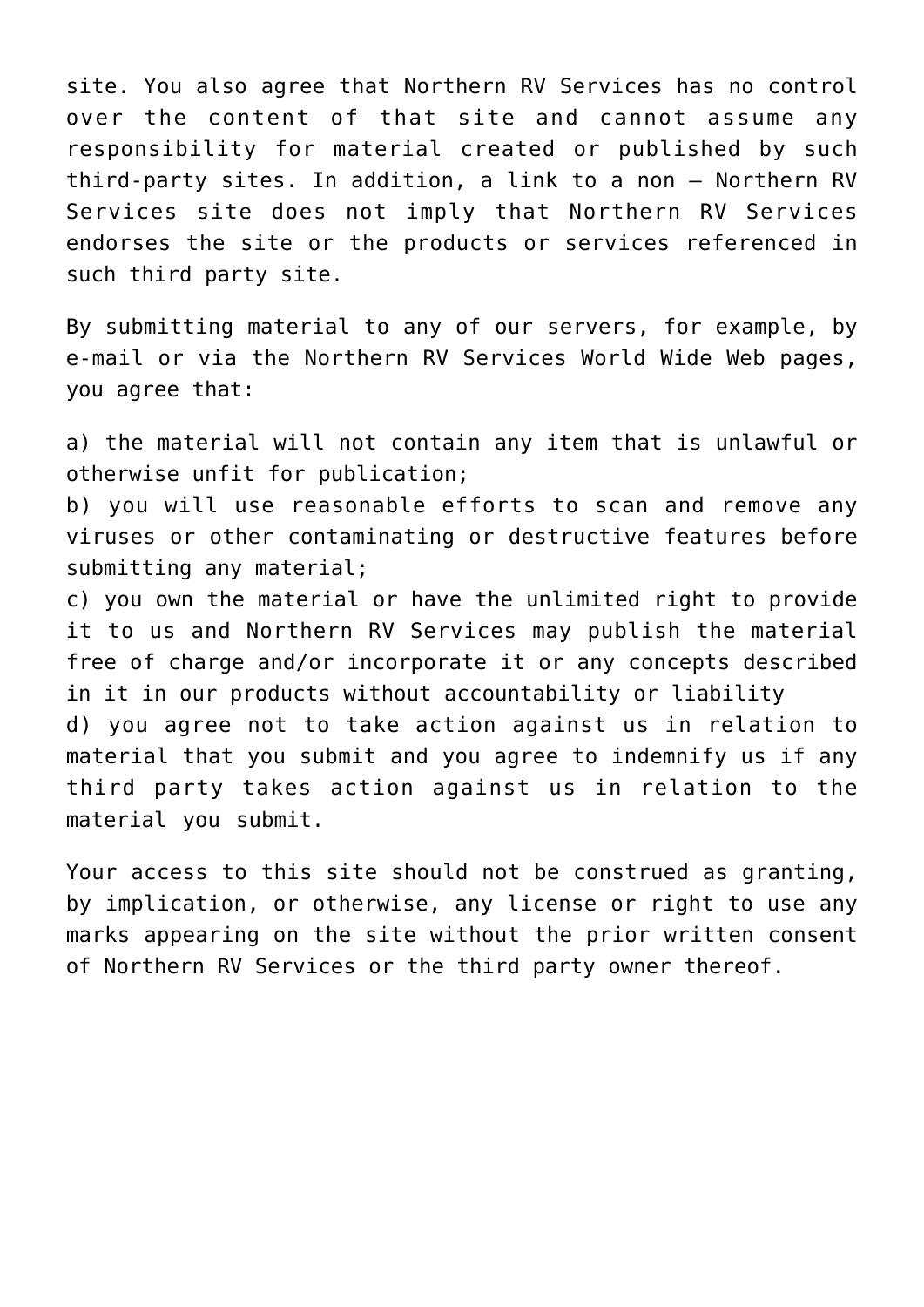site. You also agree that Northern RV Services has no control over the content of that site and cannot assume any responsibility for material created or published by such third-party sites. In addition, a link to a non – Northern RV Services site does not imply that Northern RV Services endorses the site or the products or services referenced in such third party site.

By submitting material to any of our servers, for example, by e-mail or via the Northern RV Services World Wide Web pages, you agree that:

a) the material will not contain any item that is unlawful or otherwise unfit for publication;
b) you will use reasonable efforts to scan and remove any viruses or other contaminating or destructive features before submitting any material;
c) you own the material or have the unlimited right to provide it to us and Northern RV Services may publish the material free of charge and/or incorporate it or any concepts described in it in our products without accountability or liability
d) you agree not to take action against us in relation to material that you submit and you agree to indemnify us if any third party takes action against us in relation to the material you submit.

Your access to this site should not be construed as granting, by implication, or otherwise, any license or right to use any marks appearing on the site without the prior written consent of Northern RV Services or the third party owner thereof.